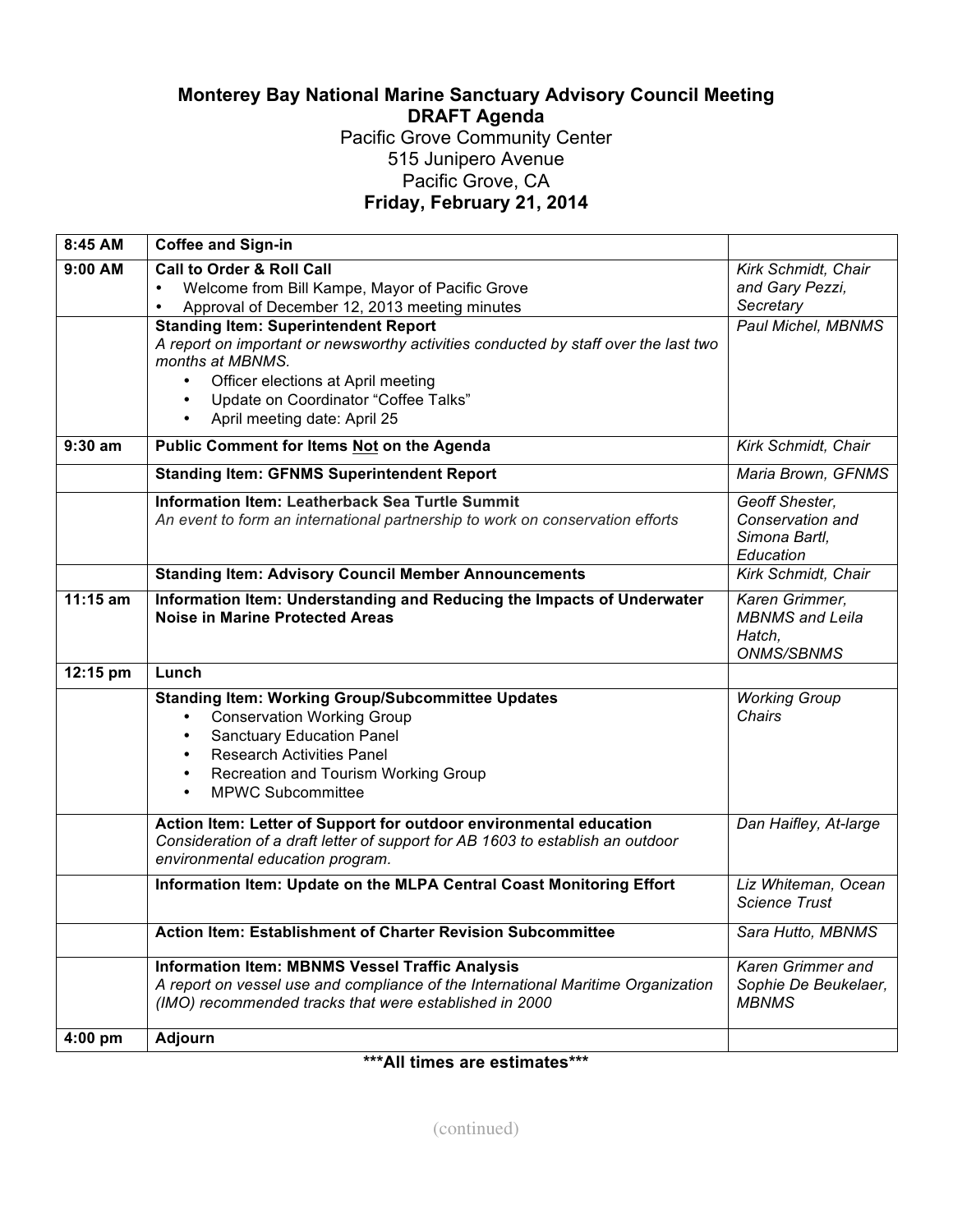# Monterey Bay National Marine Sanctuary Advisory Council Meeting
## DRAFT Agenda

Pacific Grove Community Center
515 Junipero Avenue
Pacific Grove, CA

**Friday, February 21, 2014**

| | | |
|---|---|---|
| **8:45 AM** | **Coffee and Sign-in** | |
| **9:00 AM** | **Call to Order & Roll Call**<br>• Welcome from Bill Kampe, Mayor of Pacific Grove<br>• Approval of December 12, 2013 meeting minutes | *Kirk Schmidt, Chair and Gary Pezzi, Secretary* |
| | **Standing Item: Superintendent Report**<br>*A report on important or newsworthy activities conducted by staff over the last two months at MBNMS.*<br>• Officer elections at April meeting<br>• Update on Coordinator "Coffee Talks"<br>• April meeting date: April 25 | *Paul Michel, MBNMS* |
| **9:30 am** | **Public Comment for Items Not on the Agenda** | *Kirk Schmidt, Chair* |
| | **Standing Item: GFNMS Superintendent Report** | *Maria Brown, GFNMS* |
| | **Information Item: Leatherback Sea Turtle Summit**<br>*An event to form an international partnership to work on conservation efforts* | *Geoff Shester, Conservation and Simona Bartl, Education* |
| | **Standing Item: Advisory Council Member Announcements** | *Kirk Schmidt, Chair* |
| **11:15 am** | **Information Item: Understanding and Reducing the Impacts of Underwater Noise in Marine Protected Areas** | *Karen Grimmer, MBNMS and Leila Hatch, ONMS/SBNMS* |
| **12:15 pm** | **Lunch** | |
| | **Standing Item: Working Group/Subcommittee Updates**<br>• Conservation Working Group<br>• Sanctuary Education Panel<br>• Research Activities Panel<br>• Recreation and Tourism Working Group<br>• MPWC Subcommittee | *Working Group Chairs* |
| | **Action Item: Letter of Support for outdoor environmental education**<br>*Consideration of a draft letter of support for AB 1603 to establish an outdoor environmental education program.* | *Dan Haifley, At-large* |
| | **Information Item: Update on the MLPA Central Coast Monitoring Effort** | *Liz Whiteman, Ocean Science Trust* |
| | **Action Item: Establishment of Charter Revision Subcommittee** | *Sara Hutto, MBNMS* |
| | **Information Item: MBNMS Vessel Traffic Analysis**<br>*A report on vessel use and compliance of the International Maritime Organization (IMO) recommended tracks that were established in 2000* | *Karen Grimmer and Sophie De Beukelaer, MBNMS* |
| **4:00 pm** | **Adjourn** | |

**\*\*\*All times are estimates\*\*\***

(continued)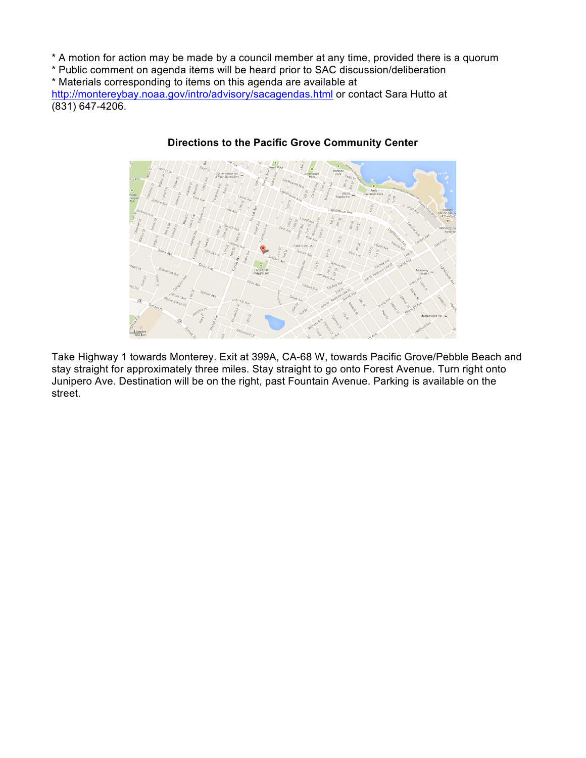* A motion for action may be made by a council member at any time, provided there is a quorum
* Public comment on agenda items will be heard prior to SAC discussion/deliberation
* Materials corresponding to items on this agenda are available at http://montereybay.noaa.gov/intro/advisory/sacagendas.html or contact Sara Hutto at (831) 647-4206.

**Directions to the Pacific Grove Community Center**

Take Highway 1 towards Monterey. Exit at 399A, CA-68 W, towards Pacific Grove/Pebble Beach and stay straight for approximately three miles. Stay straight to go onto Forest Avenue. Turn right onto Junipero Ave. Destination will be on the right, past Fountain Avenue. Parking is available on the street.